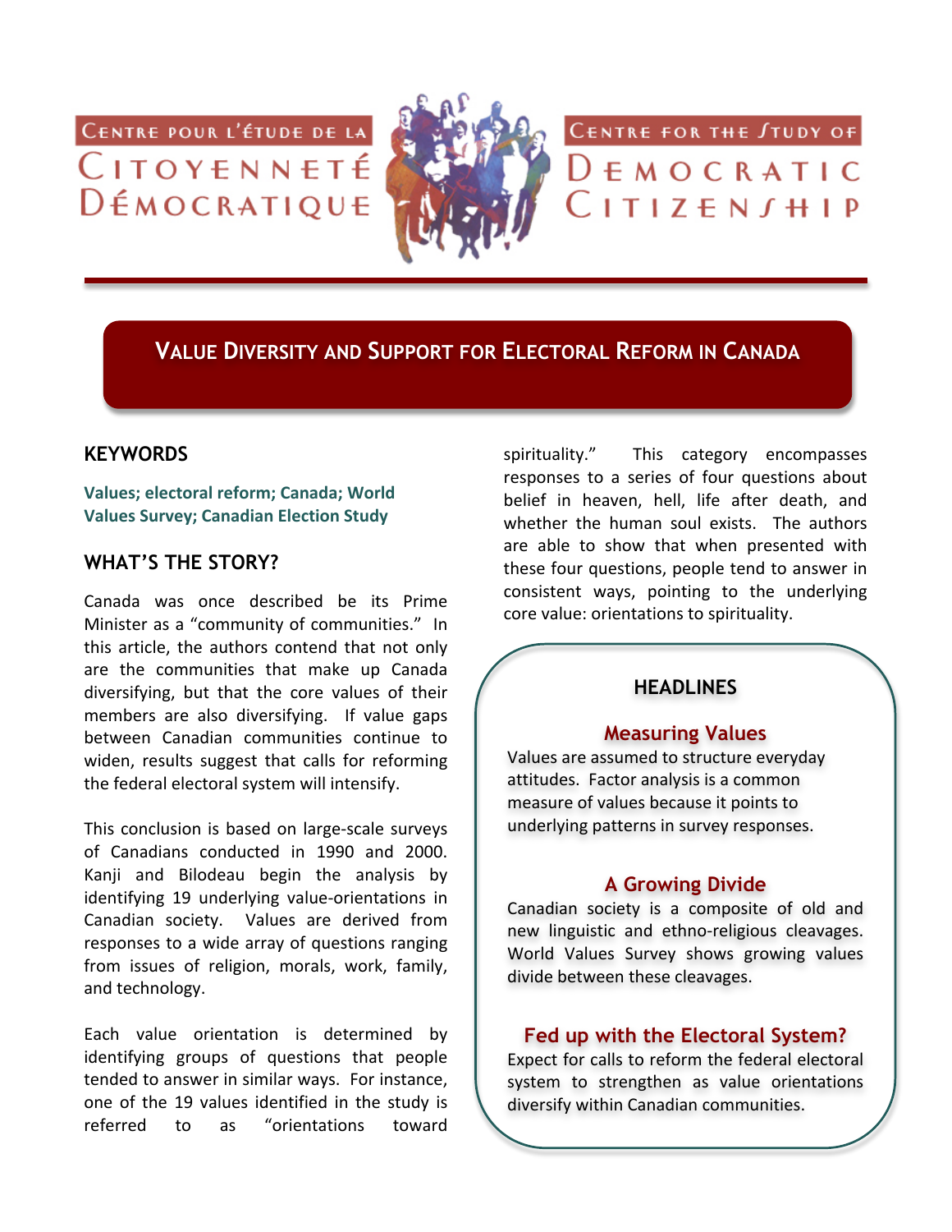Centre pour l'étude de la Citoyenneté Démocratique

Centre for the Study of Democratic Citizenship

# Value Diversity and Support for Electoral Reform in Canada

## KEYWORDS

**Values; electoral reform; Canada; World Values Survey; Canadian Election Study**

## WHAT'S THE STORY?

Canada was once described be its Prime Minister as a "community of communities." In this article, the authors contend that not only are the communities that make up Canada diversifying, but that the core values of their members are also diversifying. If value gaps between Canadian communities continue to widen, results suggest that calls for reforming the federal electoral system will intensify.

This conclusion is based on large-scale surveys of Canadians conducted in 1990 and 2000. Kanji and Bilodeau begin the analysis by identifying 19 underlying value-orientations in Canadian society. Values are derived from responses to a wide array of questions ranging from issues of religion, morals, work, family, and technology.

Each value orientation is determined by identifying groups of questions that people tended to answer in similar ways. For instance, one of the 19 values identified in the study is referred to as "orientations toward spirituality." This category encompasses responses to a series of four questions about belief in heaven, hell, life after death, and whether the human soul exists. The authors are able to show that when presented with these four questions, people tend to answer in consistent ways, pointing to the underlying core value: orientations to spirituality.

## HEADLINES

### Measuring Values

Values are assumed to structure everyday attitudes. Factor analysis is a common measure of values because it points to underlying patterns in survey responses.

### A Growing Divide

Canadian society is a composite of old and new linguistic and ethno-religious cleavages. World Values Survey shows growing values divide between these cleavages.

### Fed up with the Electoral System?

Expect for calls to reform the federal electoral system to strengthen as value orientations diversify within Canadian communities.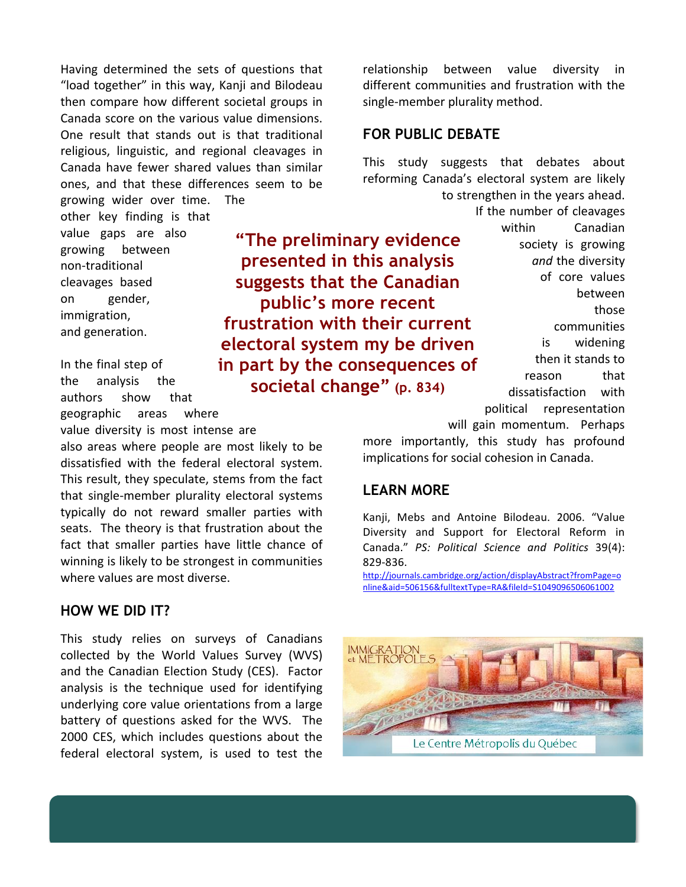Having determined the sets of questions that "load together" in this way, Kanji and Bilodeau then compare how different societal groups in Canada score on the various value dimensions. One result that stands out is that traditional religious, linguistic, and regional cleavages in Canada have fewer shared values than similar ones, and that these differences seem to be growing wider over time. The other key finding is that value gaps are also growing between non-traditional cleavages based on gender, immigration, and generation.

In the final step of the analysis the authors show that geographic areas where value diversity is most intense are also areas where people are most likely to be dissatisfied with the federal electoral system. This result, they speculate, stems from the fact that single-member plurality electoral systems typically do not reward smaller parties with seats. The theory is that frustration about the fact that smaller parties have little chance of winning is likely to be strongest in communities where values are most diverse.

**"The preliminary evidence presented in this analysis suggests that the Canadian public's more recent frustration with their current electoral system my be driven in part by the consequences of societal change" (p. 834)**

## HOW WE DID IT?

This study relies on surveys of Canadians collected by the World Values Survey (WVS) and the Canadian Election Study (CES). Factor analysis is the technique used for identifying underlying core value orientations from a large battery of questions asked for the WVS. The 2000 CES, which includes questions about the federal electoral system, is used to test the relationship between value diversity in different communities and frustration with the single-member plurality method.

## FOR PUBLIC DEBATE

This study suggests that debates about reforming Canada's electoral system are likely to strengthen in the years ahead. If the number of cleavages within Canadian society is growing *and* the diversity of core values between those communities is widening then it stands to reason that dissatisfaction with political representation will gain momentum. Perhaps more importantly, this study has profound implications for social cohesion in Canada.

## LEARN MORE

Kanji, Mebs and Antoine Bilodeau. 2006. "Value Diversity and Support for Electoral Reform in Canada." *PS: Political Science and Politics* 39(4): 829-836.

http://journals.cambridge.org/action/displayAbstract?fromPage=online&aid=506156&fulltextType=RA&fileId=S1049096506061002

IMMIGRATION et MÉTROPOLES

Le Centre Métropolis du Québec